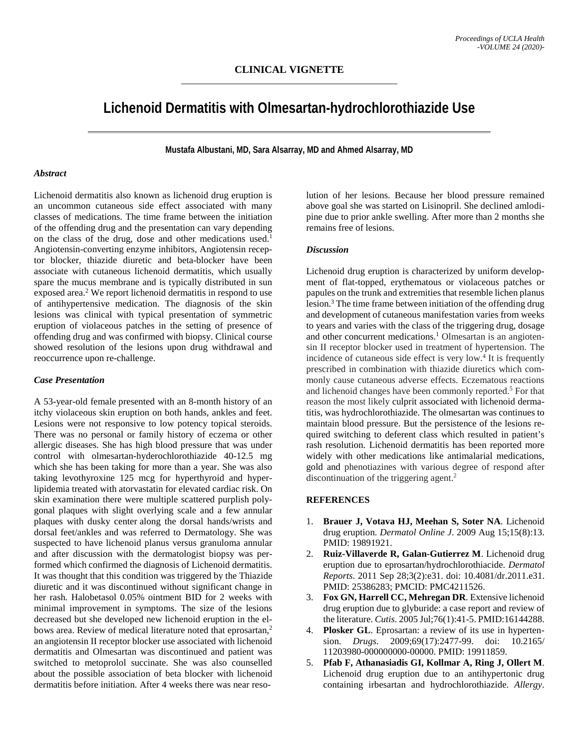CLINICAL VIGNETTE

# Lichenoid Dermatitis with Olmesartan-hydrochlorothiazide Use

**Mustafa Albustani, MD, Sara Alsarray, MD and Ahmed Alsarray, MD**

### *Abstract*

Lichenoid dermatitis also known as lichenoid drug eruption is an uncommon cutaneous side effect associated with many classes of medications. The time frame between the initiation of the offending drug and the presentation can vary depending on the class of the drug, dose and other medications used.[1] Angiotensin-converting enzyme inhibitors, Angiotensin receptor blocker, thiazide diuretic and beta-blocker have been associate with cutaneous lichenoid dermatitis, which usually spare the mucus membrane and is typically distributed in sun exposed area.[2] We report lichenoid dermatitis in respond to use of antihypertensive medication. The diagnosis of the skin lesions was clinical with typical presentation of symmetric eruption of violaceous patches in the setting of presence of offending drug and was confirmed with biopsy. Clinical course showed resolution of the lesions upon drug withdrawal and reoccurrence upon re-challenge.

### *Case Presentation*

A 53-year-old female presented with an 8-month history of an itchy violaceous skin eruption on both hands, ankles and feet. Lesions were not responsive to low potency topical steroids. There was no personal or family history of eczema or other allergic diseases. She has high blood pressure that was under control with olmesartan-hyderochlorothiazide 40-12.5 mg which she has been taking for more than a year. She was also taking levothyroxine 125 mcg for hyperthyroid and hyperlipidemia treated with atorvastatin for elevated cardiac risk. On skin examination there were multiple scattered purplish polygonal plaques with slight overlying scale and a few annular plaques with dusky center along the dorsal hands/wrists and dorsal feet/ankles and was referred to Dermatology. She was suspected to have lichenoid planus versus granuloma annular and after discussion with the dermatologist biopsy was performed which confirmed the diagnosis of Lichenoid dermatitis. It was thought that this condition was triggered by the Thiazide diuretic and it was discontinued without significant change in her rash. Halobetasol 0.05% ointment BID for 2 weeks with minimal improvement in symptoms. The size of the lesions decreased but she developed new lichenoid eruption in the elbows area. Review of medical literature noted that eprosartan,[2] an angiotensin II receptor blocker use associated with lichenoid dermatitis and Olmesartan was discontinued and patient was switched to metoprolol succinate. She was also counselled about the possible association of beta blocker with lichenoid dermatitis before initiation. After 4 weeks there was near resolution of her lesions. Because her blood pressure remained above goal she was started on Lisinopril. She declined amlodipine due to prior ankle swelling. After more than 2 months she remains free of lesions.

### *Discussion*

Lichenoid drug eruption is characterized by uniform development of flat-topped, erythematous or violaceous patches or papules on the trunk and extremities that resemble lichen planus lesion.[3] The time frame between initiation of the offending drug and development of cutaneous manifestation varies from weeks to years and varies with the class of the triggering drug, dosage and other concurrent medications.[1] Olmesartan is an angiotensin II receptor blocker used in treatment of hypertension. The incidence of cutaneous side effect is very low.[4] It is frequently prescribed in combination with thiazide diuretics which commonly cause cutaneous adverse effects. Eczematous reactions and lichenoid changes have been commonly reported.[5] For that reason the most likely culprit associated with lichenoid dermatitis, was hydrochlorothiazide. The olmesartan was continues to maintain blood pressure. But the persistence of the lesions required switching to deferent class which resulted in patient's rash resolution. Lichenoid dermatitis has been reported more widely with other medications like antimalarial medications, gold and phenotiazines with various degree of respond after discontinuation of the triggering agent.[2]

## REFERENCES

1. **Brauer J, Votava HJ, Meehan S, Soter NA**. Lichenoid drug eruption. *Dermatol Online J*. 2009 Aug 15;15(8):13. PMID: 19891921.
2. **Ruiz-Villaverde R, Galan-Gutierrez M**. Lichenoid drug eruption due to eprosartan/hydrochlorothiacide. *Dermatol Reports*. 2011 Sep 28;3(2):e31. doi: 10.4081/dr.2011.e31. PMID: 25386283; PMCID: PMC4211526.
3. **Fox GN, Harrell CC, Mehregan DR**. Extensive lichenoid drug eruption due to glyburide: a case report and review of the literature. *Cutis*. 2005 Jul;76(1):41-5. PMID:16144288.
4. **Plosker GL**. Eprosartan: a review of its use in hypertension. *Drugs*. 2009;69(17):2477-99. doi: 10.2165/11203980-000000000-00000. PMID: 19911859.
5. **Pfab F, Athanasiadis GI, Kollmar A, Ring J, Ollert M**. Lichenoid drug eruption due to an antihypertonic drug containing irbesartan and hydrochlorothiazide. *Allergy*.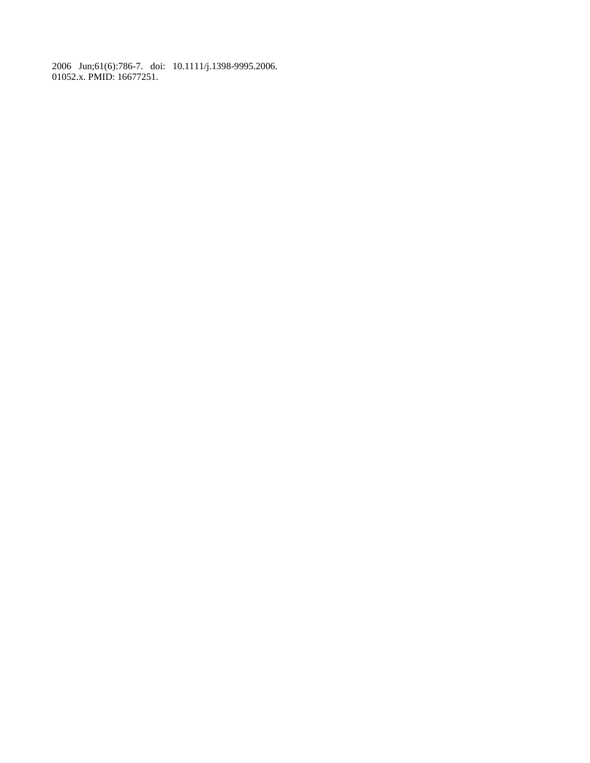2006 Jun;61(6):786-7. doi: 10.1111/j.1398-9995.2006.01052.x. PMID: 16677251.